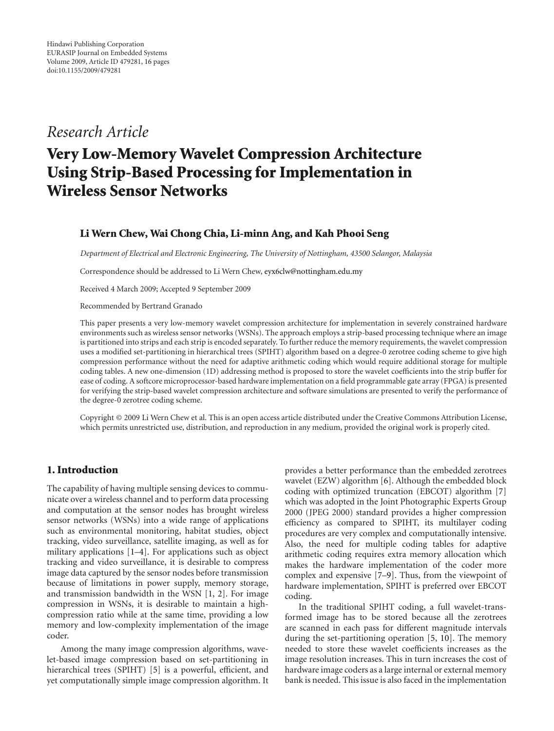Hindawi Publishing Corporation
EURASIP Journal on Embedded Systems
Volume 2009, Article ID 479281, 16 pages
doi:10.1155/2009/479281

*Research Article*

# Very Low-Memory Wavelet Compression Architecture Using Strip-Based Processing for Implementation in Wireless Sensor Networks

**Li Wern Chew, Wai Chong Chia, Li-minn Ang, and Kah Phooi Seng**

*Department of Electrical and Electronic Engineering, The University of Nottingham, 43500 Selangor, Malaysia*

Correspondence should be addressed to Li Wern Chew, eyx6clw@nottingham.edu.my

Received 4 March 2009; Accepted 9 September 2009

Recommended by Bertrand Granado

This paper presents a very low-memory wavelet compression architecture for implementation in severely constrained hardware environments such as wireless sensor networks (WSNs). The approach employs a strip-based processing technique where an image is partitioned into strips and each strip is encoded separately. To further reduce the memory requirements, the wavelet compression uses a modified set-partitioning in hierarchical trees (SPIHT) algorithm based on a degree-0 zerotree coding scheme to give high compression performance without the need for adaptive arithmetic coding which would require additional storage for multiple coding tables. A new one-dimension (1D) addressing method is proposed to store the wavelet coefficients into the strip buffer for ease of coding. A softcore microprocessor-based hardware implementation on a field programmable gate array (FPGA) is presented for verifying the strip-based wavelet compression architecture and software simulations are presented to verify the performance of the degree-0 zerotree coding scheme.

Copyright © 2009 Li Wern Chew et al. This is an open access article distributed under the Creative Commons Attribution License, which permits unrestricted use, distribution, and reproduction in any medium, provided the original work is properly cited.

## 1. Introduction

The capability of having multiple sensing devices to communicate over a wireless channel and to perform data processing and computation at the sensor nodes has brought wireless sensor networks (WSNs) into a wide range of applications such as environmental monitoring, habitat studies, object tracking, video surveillance, satellite imaging, as well as for military applications [1–4]. For applications such as object tracking and video surveillance, it is desirable to compress image data captured by the sensor nodes before transmission because of limitations in power supply, memory storage, and transmission bandwidth in the WSN [1, 2]. For image compression in WSNs, it is desirable to maintain a high-compression ratio while at the same time, providing a low memory and low-complexity implementation of the image coder.

Among the many image compression algorithms, wavelet-based image compression based on set-partitioning in hierarchical trees (SPIHT) [5] is a powerful, efficient, and yet computationally simple image compression algorithm. It provides a better performance than the embedded zerotrees wavelet (EZW) algorithm [6]. Although the embedded block coding with optimized truncation (EBCOT) algorithm [7] which was adopted in the Joint Photographic Experts Group 2000 (JPEG 2000) standard provides a higher compression efficiency as compared to SPIHT, its multilayer coding procedures are very complex and computationally intensive. Also, the need for multiple coding tables for adaptive arithmetic coding requires extra memory allocation which makes the hardware implementation of the coder more complex and expensive [7–9]. Thus, from the viewpoint of hardware implementation, SPIHT is preferred over EBCOT coding.

In the traditional SPIHT coding, a full wavelet-transformed image has to be stored because all the zerotrees are scanned in each pass for different magnitude intervals during the set-partitioning operation [5, 10]. The memory needed to store these wavelet coefficients increases as the image resolution increases. This in turn increases the cost of hardware image coders as a large internal or external memory bank is needed. This issue is also faced in the implementation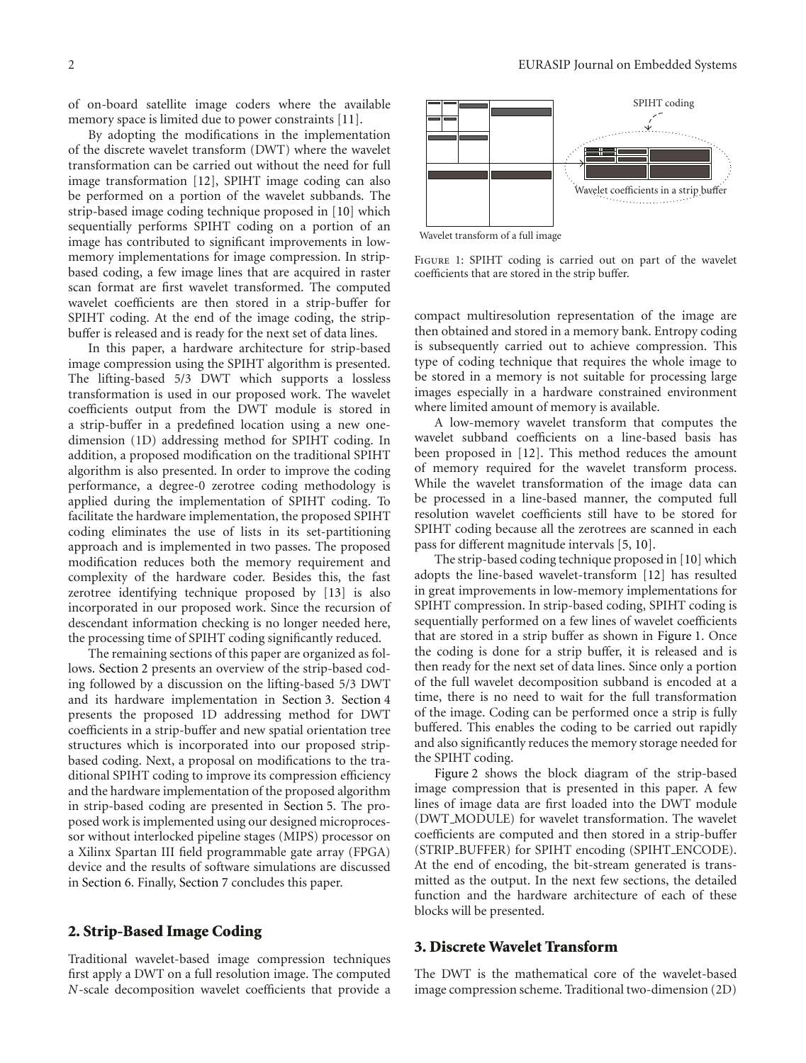of on-board satellite image coders where the available memory space is limited due to power constraints [11].

By adopting the modifications in the implementation of the discrete wavelet transform (DWT) where the wavelet transformation can be carried out without the need for full image transformation [12], SPIHT image coding can also be performed on a portion of the wavelet subbands. The strip-based image coding technique proposed in [10] which sequentially performs SPIHT coding on a portion of an image has contributed to significant improvements in low-memory implementations for image compression. In strip-based coding, a few image lines that are acquired in raster scan format are first wavelet transformed. The computed wavelet coefficients are then stored in a strip-buffer for SPIHT coding. At the end of the image coding, the strip-buffer is released and is ready for the next set of data lines.

In this paper, a hardware architecture for strip-based image compression using the SPIHT algorithm is presented. The lifting-based 5/3 DWT which supports a lossless transformation is used in our proposed work. The wavelet coefficients output from the DWT module is stored in a strip-buffer in a predefined location using a new one-dimension (1D) addressing method for SPIHT coding. In addition, a proposed modification on the traditional SPIHT algorithm is also presented. In order to improve the coding performance, a degree-0 zerotree coding methodology is applied during the implementation of SPIHT coding. To facilitate the hardware implementation, the proposed SPIHT coding eliminates the use of lists in its set-partitioning approach and is implemented in two passes. The proposed modification reduces both the memory requirement and complexity of the hardware coder. Besides this, the fast zerotree identifying technique proposed by [13] is also incorporated in our proposed work. Since the recursion of descendant information checking is no longer needed here, the processing time of SPIHT coding significantly reduced.

The remaining sections of this paper are organized as follows. Section 2 presents an overview of the strip-based coding followed by a discussion on the lifting-based 5/3 DWT and its hardware implementation in Section 3. Section 4 presents the proposed 1D addressing method for DWT coefficients in a strip-buffer and new spatial orientation tree structures which is incorporated into our proposed strip-based coding. Next, a proposal on modifications to the traditional SPIHT coding to improve its compression efficiency and the hardware implementation of the proposed algorithm in strip-based coding are presented in Section 5. The proposed work is implemented using our designed microprocessor without interlocked pipeline stages (MIPS) processor on a Xilinx Spartan III field programmable gate array (FPGA) device and the results of software simulations are discussed in Section 6. Finally, Section 7 concludes this paper.

## 2. Strip-Based Image Coding

Traditional wavelet-based image compression techniques first apply a DWT on a full resolution image. The computed $N$-scale decomposition wavelet coefficients that provide a compact multiresolution representation of the image are then obtained and stored in a memory bank. Entropy coding is subsequently carried out to achieve compression. This type of coding technique that requires the whole image to be stored in a memory is not suitable for processing large images especially in a hardware constrained environment where limited amount of memory is available.

Figure 1: SPIHT coding is carried out on part of the wavelet coefficients that are stored in the strip buffer.

A low-memory wavelet transform that computes the wavelet subband coefficients on a line-based basis has been proposed in [12]. This method reduces the amount of memory required for the wavelet transform process. While the wavelet transformation of the image data can be processed in a line-based manner, the computed full resolution wavelet coefficients still have to be stored for SPIHT coding because all the zerotrees are scanned in each pass for different magnitude intervals [5, 10].

The strip-based coding technique proposed in [10] which adopts the line-based wavelet-transform [12] has resulted in great improvements in low-memory implementations for SPIHT compression. In strip-based coding, SPIHT coding is sequentially performed on a few lines of wavelet coefficients that are stored in a strip buffer as shown in Figure 1. Once the coding is done for a strip buffer, it is released and is then ready for the next set of data lines. Since only a portion of the full wavelet decomposition subband is encoded at a time, there is no need to wait for the full transformation of the image. Coding can be performed once a strip is fully buffered. This enables the coding to be carried out rapidly and also significantly reduces the memory storage needed for the SPIHT coding.

Figure 2 shows the block diagram of the strip-based image compression that is presented in this paper. A few lines of image data are first loaded into the DWT module (DWT_MODULE) for wavelet transformation. The wavelet coefficients are computed and then stored in a strip-buffer (STRIP_BUFFER) for SPIHT encoding (SPIHT_ENCODE). At the end of encoding, the bit-stream generated is transmitted as the output. In the next few sections, the detailed function and the hardware architecture of each of these blocks will be presented.

## 3. Discrete Wavelet Transform

The DWT is the mathematical core of the wavelet-based image compression scheme. Traditional two-dimension (2D)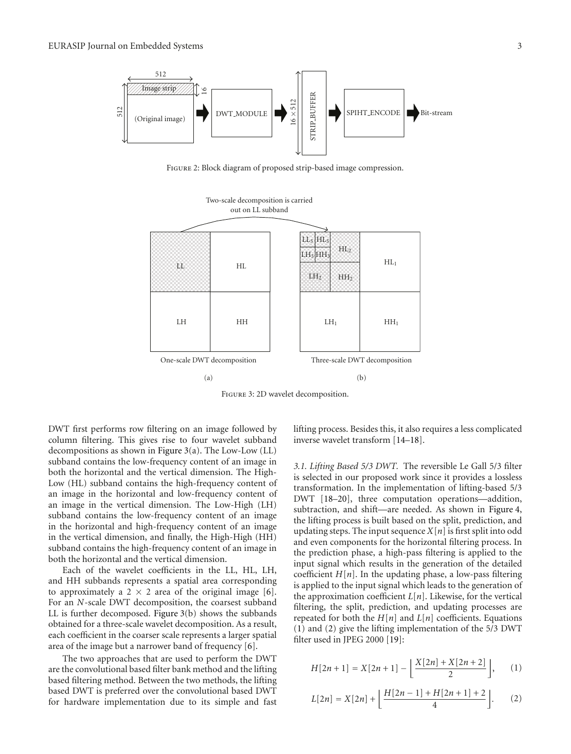Figure 2: Block diagram of proposed strip-based image compression.

Figure 3: 2D wavelet decomposition.

DWT first performs row filtering on an image followed by column filtering. This gives rise to four wavelet subband decompositions as shown in Figure 3(a). The Low-Low (LL) subband contains the low-frequency content of an image in both the horizontal and the vertical dimension. The High-Low (HL) subband contains the high-frequency content of an image in the horizontal and low-frequency content of an image in the vertical dimension. The Low-High (LH) subband contains the low-frequency content of an image in the horizontal and high-frequency content of an image in the vertical dimension, and finally, the High-High (HH) subband contains the high-frequency content of an image in both the horizontal and the vertical dimension.

Each of the wavelet coefficients in the LL, HL, LH, and HH subbands represents a spatial area corresponding to approximately a $2 \times 2$ area of the original image [6]. For an $N$-scale DWT decomposition, the coarsest subband LL is further decomposed. Figure 3(b) shows the subbands obtained for a three-scale wavelet decomposition. As a result, each coefficient in the coarser scale represents a larger spatial area of the image but a narrower band of frequency [6].

The two approaches that are used to perform the DWT are the convolutional based filter bank method and the lifting based filtering method. Between the two methods, the lifting based DWT is preferred over the convolutional based DWT for hardware implementation due to its simple and fast lifting process. Besides this, it also requires a less complicated inverse wavelet transform [14–18].

*3.1. Lifting Based 5/3 DWT.* The reversible Le Gall 5/3 filter is selected in our proposed work since it provides a lossless transformation. In the implementation of lifting-based 5/3 DWT [18–20], three computation operations—addition, subtraction, and shift—are needed. As shown in Figure 4, the lifting process is built based on the split, prediction, and updating steps. The input sequence $X[n]$ is first split into odd and even components for the horizontal filtering process. In the prediction phase, a high-pass filtering is applied to the input signal which results in the generation of the detailed coefficient $H[n]$. In the updating phase, a low-pass filtering is applied to the input signal which leads to the generation of the approximation coefficient $L[n]$. Likewise, for the vertical filtering, the split, prediction, and updating processes are repeated for both the $H[n]$ and $L[n]$ coefficients. Equations (1) and (2) give the lifting implementation of the 5/3 DWT filter used in JPEG 2000 [19]:

$$H[2n+1] = X[2n+1] - \left\lfloor \frac{X[2n] + X[2n+2]}{2} \right\rfloor, \quad (1)$$

$$L[2n] = X[2n] + \left\lfloor \frac{H[2n-1] + H[2n+1] + 2}{4} \right\rfloor. \quad (2)$$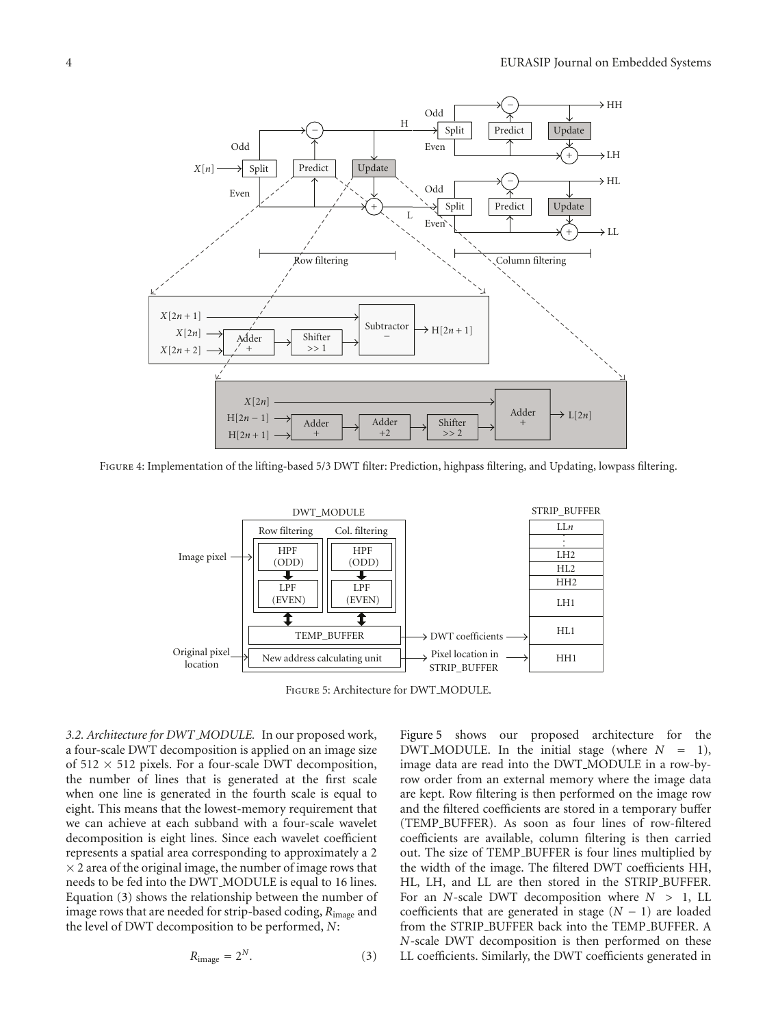Figure 4: Implementation of the lifting-based 5/3 DWT filter: Prediction, highpass filtering, and Updating, lowpass filtering.

Figure 5: Architecture for DWT_MODULE.

*3.2. Architecture for DWT_MODULE.* In our proposed work, a four-scale DWT decomposition is applied on an image size of 512 × 512 pixels. For a four-scale DWT decomposition, the number of lines that is generated at the first scale when one line is generated in the fourth scale is equal to eight. This means that the lowest-memory requirement that we can achieve at each subband with a four-scale wavelet decomposition is eight lines. Since each wavelet coefficient represents a spatial area corresponding to approximately a 2 × 2 area of the original image, the number of image rows that needs to be fed into the DWT_MODULE is equal to 16 lines. Equation (3) shows the relationship between the number of image rows that are needed for strip-based coding, $R_{\text{image}}$ and the level of DWT decomposition to be performed, $N$:

$$R_{\text{image}} = 2^N. \tag{3}$$

Figure 5 shows our proposed architecture for the DWT_MODULE. In the initial stage (where $N = 1$), image data are read into the DWT_MODULE in a row-by-row order from an external memory where the image data are kept. Row filtering is then performed on the image row and the filtered coefficients are stored in a temporary buffer (TEMP_BUFFER). As soon as four lines of row-filtered coefficients are available, column filtering is then carried out. The size of TEMP_BUFFER is four lines multiplied by the width of the image. The filtered DWT coefficients HH, HL, LH, and LL are then stored in the STRIP_BUFFER. For an $N$-scale DWT decomposition where $N > 1$, LL coefficients that are generated in stage $(N - 1)$ are loaded from the STRIP_BUFFER back into the TEMP_BUFFER. A $N$-scale DWT decomposition is then performed on these LL coefficients. Similarly, the DWT coefficients generated in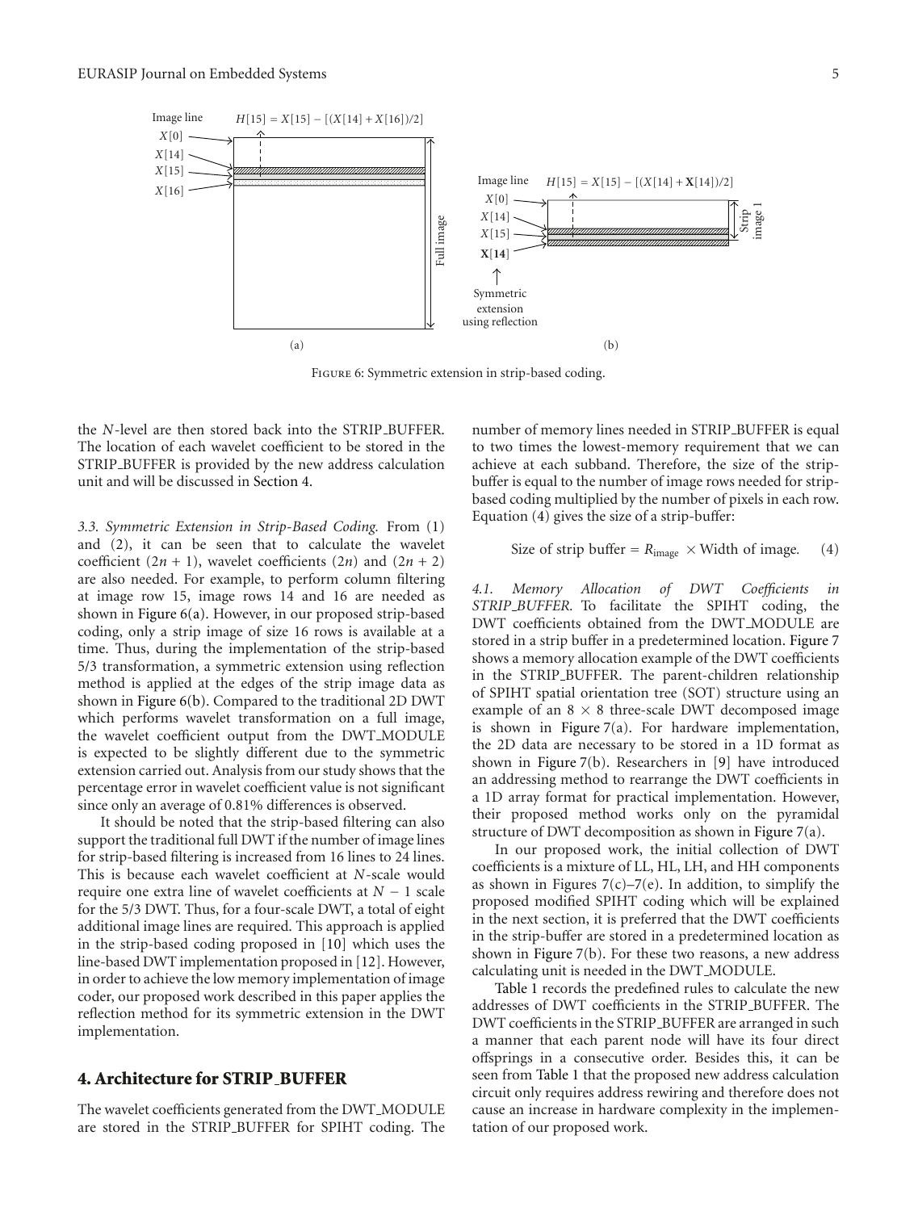Figure 6: Symmetric extension in strip-based coding.

the $N$-level are then stored back into the STRIP_BUFFER. The location of each wavelet coefficient to be stored in the STRIP_BUFFER is provided by the new address calculation unit and will be discussed in Section 4.

*3.3. Symmetric Extension in Strip-Based Coding.* From (1) and (2), it can be seen that to calculate the wavelet coefficient $(2n + 1)$, wavelet coefficients $(2n)$ and $(2n + 2)$ are also needed. For example, to perform column filtering at image row 15, image rows 14 and 16 are needed as shown in Figure 6(a). However, in our proposed strip-based coding, only a strip image of size 16 rows is available at a time. Thus, during the implementation of the strip-based 5/3 transformation, a symmetric extension using reflection method is applied at the edges of the strip image data as shown in Figure 6(b). Compared to the traditional 2D DWT which performs wavelet transformation on a full image, the wavelet coefficient output from the DWT_MODULE is expected to be slightly different due to the symmetric extension carried out. Analysis from our study shows that the percentage error in wavelet coefficient value is not significant since only an average of 0.81% differences is observed.

It should be noted that the strip-based filtering can also support the traditional full DWT if the number of image lines for strip-based filtering is increased from 16 lines to 24 lines. This is because each wavelet coefficient at $N$-scale would require one extra line of wavelet coefficients at $N - 1$ scale for the 5/3 DWT. Thus, for a four-scale DWT, a total of eight additional image lines are required. This approach is applied in the strip-based coding proposed in [10] which uses the line-based DWT implementation proposed in [12]. However, in order to achieve the low memory implementation of image coder, our proposed work described in this paper applies the reflection method for its symmetric extension in the DWT implementation.

## 4. Architecture for STRIP_BUFFER

The wavelet coefficients generated from the DWT_MODULE are stored in the STRIP_BUFFER for SPIHT coding. The number of memory lines needed in STRIP_BUFFER is equal to two times the lowest-memory requirement that we can achieve at each subband. Therefore, the size of the strip-buffer is equal to the number of image rows needed for strip-based coding multiplied by the number of pixels in each row. Equation (4) gives the size of a strip-buffer:

$$\text{Size of strip buffer} = R_{\text{image}} \times \text{Width of image}. \quad (4)$$

*4.1. Memory Allocation of DWT Coefficients in STRIP_BUFFER.* To facilitate the SPIHT coding, the DWT coefficients obtained from the DWT_MODULE are stored in a strip buffer in a predetermined location. Figure 7 shows a memory allocation example of the DWT coefficients in the STRIP_BUFFER. The parent-children relationship of SPIHT spatial orientation tree (SOT) structure using an example of an $8 \times 8$ three-scale DWT decomposed image is shown in Figure 7(a). For hardware implementation, the 2D data are necessary to be stored in a 1D format as shown in Figure 7(b). Researchers in [9] have introduced an addressing method to rearrange the DWT coefficients in a 1D array format for practical implementation. However, their proposed method works only on the pyramidal structure of DWT decomposition as shown in Figure 7(a).

In our proposed work, the initial collection of DWT coefficients is a mixture of LL, HL, LH, and HH components as shown in Figures 7(c)–7(e). In addition, to simplify the proposed modified SPIHT coding which will be explained in the next section, it is preferred that the DWT coefficients in the strip-buffer are stored in a predetermined location as shown in Figure 7(b). For these two reasons, a new address calculating unit is needed in the DWT_MODULE.

Table 1 records the predefined rules to calculate the new addresses of DWT coefficients in the STRIP_BUFFER. The DWT coefficients in the STRIP_BUFFER are arranged in such a manner that each parent node will have its four direct offsprings in a consecutive order. Besides this, it can be seen from Table 1 that the proposed new address calculation circuit only requires address rewiring and therefore does not cause an increase in hardware complexity in the implementation of our proposed work.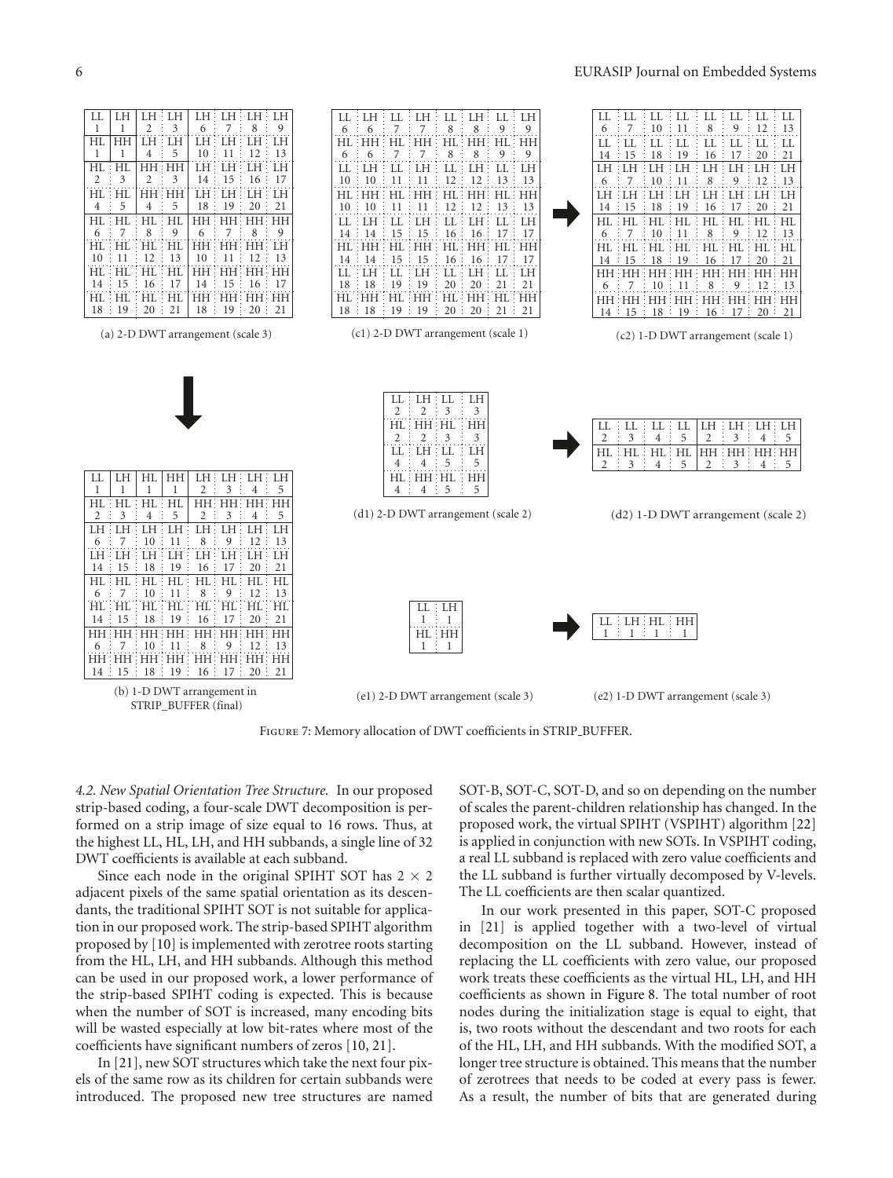(a) 2-D DWT arrangement (scale 3)

| LL 1 | LH 1 | LH 2 | LH 3 | LH 6 | LH 7 | LH 8 | LH 9 |
|---|---|---|---|---|---|---|---|
| HL 1 | HH 1 | LH 4 | LH 5 | LH 10 | LH 11 | LH 12 | LH 13 |
| HL 2 | HL 3 | HH 2 | HH 3 | LH 14 | LH 15 | LH 16 | LH 17 |
| HL 4 | HL 5 | HH 4 | HH 5 | LH 18 | LH 19 | LH 20 | LH 21 |
| HL 6 | HL 7 | HL 8 | HL 9 | HH 6 | HH 7 | HH 8 | HH 9 |
| HL 10 | HL 11 | HL 12 | HL 13 | HH 10 | HH 11 | HH 12 | LH 13 |
| HL 14 | HL 15 | HL 16 | HL 17 | HH 14 | HH 15 | HH 16 | HH 17 |
| HL 18 | HL 19 | HL 20 | HL 21 | HH 18 | HH 19 | HH 20 | HH 21 |

(b) 1-D DWT arrangement in STRIP_BUFFER (final)

| LL 1 | LH 1 | HL 1 | HH 1 | LH 2 | LH 3 | LH 4 | LH 5 |
|---|---|---|---|---|---|---|---|
| HL 2 | HL 3 | HL 4 | HL 5 | HH 2 | HH 3 | HH 4 | HH 5 |
| LH 6 | LH 7 | LH 10 | LH 11 | LH 8 | LH 9 | LH 12 | LH 13 |
| LH 14 | LH 15 | LH 18 | LH 19 | LH 16 | LH 17 | LH 20 | LH 21 |
| HL 6 | HL 7 | HL 10 | HL 11 | HL 8 | HL 9 | HL 12 | HL 13 |
| HL 14 | HL 15 | HL 18 | HL 19 | HL 16 | HL 17 | HL 20 | HL 21 |
| HH 6 | HH 7 | HH 10 | HH 11 | HH 8 | HH 9 | HH 12 | HH 13 |
| HH 14 | HH 15 | HH 18 | HH 19 | HH 16 | HH 17 | HH 20 | HH 21 |

(c1) 2-D DWT arrangement (scale 1)

| LL 6 | LH 6 | LL 7 | LH 7 | LL 8 | LH 8 | LL 9 | LH 9 |
|---|---|---|---|---|---|---|---|
| HL 6 | HH 6 | HL 7 | HH 7 | HL 8 | HH 8 | HL 9 | HH 9 |
| LL 10 | LH 10 | LL 11 | LH 11 | LL 12 | LH 12 | LL 13 | LH 13 |
| HL 10 | HH 10 | HL 11 | HH 11 | HL 12 | HH 12 | HL 13 | HH 13 |
| LL 14 | LH 14 | LL 15 | LH 15 | LL 16 | LH 16 | LL 17 | LH 17 |
| HL 14 | HH 14 | HL 15 | HH 15 | HL 16 | HH 16 | HL 17 | HH 17 |
| LL 18 | LH 18 | LL 19 | LH 19 | LL 20 | LH 20 | LL 21 | LH 21 |
| HL 18 | HH 18 | HL 19 | HH 19 | HL 20 | HH 20 | HL 21 | HH 21 |

(c2) 1-D DWT arrangement (scale 1)

| LL 6 | LL 7 | LL 10 | LL 11 | LL 8 | LL 9 | LL 12 | LL 13 |
|---|---|---|---|---|---|---|---|
| LL 14 | LL 15 | LL 18 | LL 19 | LL 16 | LL 17 | LL 20 | LL 21 |
| LH 6 | LH 7 | LH 10 | LH 11 | LH 8 | LH 9 | LH 12 | LH 13 |
| LH 14 | LH 15 | LH 18 | LH 19 | LH 16 | LH 17 | LH 20 | LH 21 |
| HL 6 | HL 7 | HL 10 | HL 11 | HL 8 | HL 9 | HL 12 | HL 13 |
| HL 14 | HL 15 | HL 18 | HL 19 | HL 16 | HL 17 | HL 20 | HL 21 |
| HH 6 | HH 7 | HH 10 | HH 11 | HH 8 | HH 9 | HH 12 | HH 13 |
| HH 14 | HH 15 | HH 18 | HH 19 | HH 16 | HH 17 | HH 20 | HH 21 |

(d1) 2-D DWT arrangement (scale 2)

| LL 2 | LH 2 | LL 3 | LH 3 |
|---|---|---|---|
| HL 2 | HH 2 | HL 3 | HH 3 |
| LL 4 | LH 4 | LL 5 | LH 5 |
| HL 4 | HH 4 | HL 5 | HH 5 |

(d2) 1-D DWT arrangement (scale 2)

| LL 2 | LL 3 | LL 4 | LL 5 | LH 2 | LH 3 | LH 4 | LH 5 |
|---|---|---|---|---|---|---|---|
| HL 2 | HL 3 | HL 4 | HL 5 | HH 2 | HH 3 | HH 4 | HH 5 |

(e1) 2-D DWT arrangement (scale 3)

| LL 1 | LH 1 |
|---|---|
| HL 1 | HH 1 |

(e2) 1-D DWT arrangement (scale 3)

| LL 1 | LH 1 | HL 1 | HH 1 |
|---|---|---|---|

Figure 7: Memory allocation of DWT coefficients in STRIP_BUFFER.

*4.2. New Spatial Orientation Tree Structure.* In our proposed strip-based coding, a four-scale DWT decomposition is performed on a strip image of size equal to 16 rows. Thus, at the highest LL, HL, LH, and HH subbands, a single line of 32 DWT coefficients is available at each subband.

Since each node in the original SPIHT SOT has $2 \times 2$ adjacent pixels of the same spatial orientation as its descendants, the traditional SPIHT SOT is not suitable for application in our proposed work. The strip-based SPIHT algorithm proposed by [10] is implemented with zerotree roots starting from the HL, LH, and HH subbands. Although this method can be used in our proposed work, a lower performance of the strip-based SPIHT coding is expected. This is because when the number of SOT is increased, many encoding bits will be wasted especially at low bit-rates where most of the coefficients have significant numbers of zeros [10, 21].

In [21], new SOT structures which take the next four pixels of the same row as its children for certain subbands were introduced. The proposed new tree structures are named SOT-B, SOT-C, SOT-D, and so on depending on the number of scales the parent-children relationship has changed. In the proposed work, the virtual SPIHT (VSPIHT) algorithm [22] is applied in conjunction with new SOTs. In VSPIHT coding, a real LL subband is replaced with zero value coefficients and the LL subband is further virtually decomposed by V-levels. The LL coefficients are then scalar quantized.

In our work presented in this paper, SOT-C proposed in [21] is applied together with a two-level of virtual decomposition on the LL subband. However, instead of replacing the LL coefficients with zero value, our proposed work treats these coefficients as the virtual HL, LH, and HH coefficients as shown in Figure 8. The total number of root nodes during the initialization stage is equal to eight, that is, two roots without the descendant and two roots for each of the HL, LH, and HH subbands. With the modified SOT, a longer tree structure is obtained. This means that the number of zerotrees that needs to be coded at every pass is fewer. As a result, the number of bits that are generated during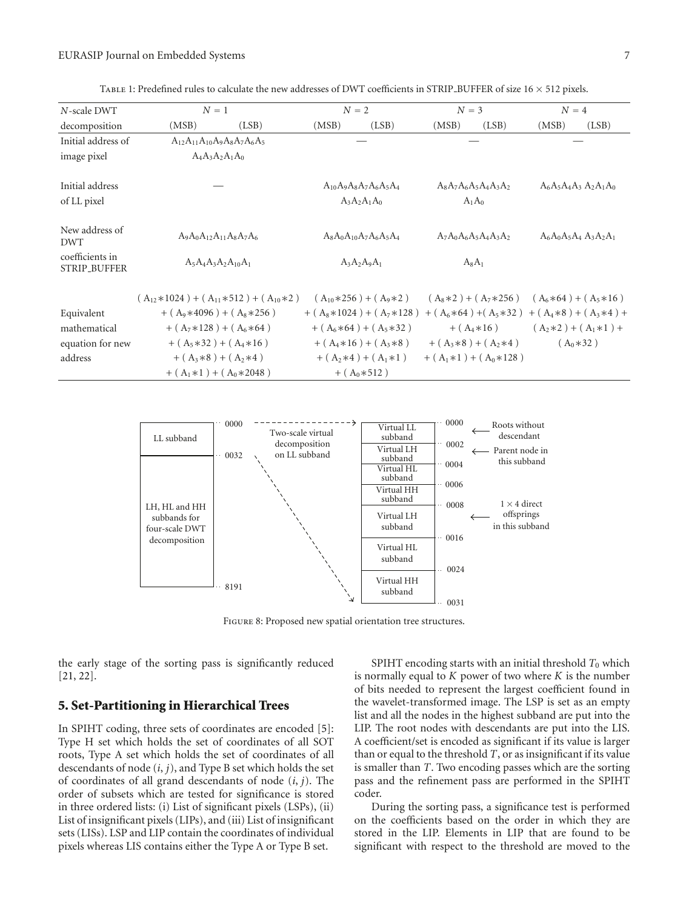Table 1: Predefined rules to calculate the new addresses of DWT coefficients in STRIP_BUFFER of size 16 × 512 pixels.

| $N$-scale DWT decomposition | $N = 1$ (MSB) (LSB) | $N = 2$ (MSB) (LSB) | $N = 3$ (MSB) (LSB) | $N = 4$ (MSB) (LSB) |
|---|---|---|---|---|
| Initial address of image pixel | $A_{12}A_{11}A_{10}A_9A_8A_7A_6A_5$ $A_4A_3A_2A_1A_0$ | — | — | — |
| Initial address of LL pixel | — | $A_{10}A_9A_8A_7A_6A_5A_4$ $A_3A_2A_1A_0$ | $A_8A_7A_6A_5A_4A_3A_2$ $A_1A_0$ | $A_6A_5A_4A_3$ $A_2A_1A_0$ |
| New address of DWT coefficients in STRIP_BUFFER | $A_9A_0A_{12}A_{11}A_8A_7A_6$ $A_5A_4A_3A_2A_{10}A_1$ | $A_8A_0A_{10}A_7A_6A_5A_4$ $A_3A_2A_9A_1$ | $A_7A_0A_6A_5A_4A_3A_2$ $A_8A_1$ | $A_6A_0A_5A_4$ $A_3A_2A_1$ |
| Equivalent mathematical equation for new address | $(A_{12}*1024)+(A_{11}*512)+(A_{10}*2)$ $+(A_9*4096)+(A_8*256)$ $+(A_7*128)+(A_6*64)$ $+(A_5*32)+(A_4*16)$ $+(A_3*8)+(A_2*4)$ $+(A_1*1)+(A_0*2048)$ | $(A_{10}*256)+(A_9*2)$ $+(A_8*1024)+(A_7*128)$ $+(A_6*64)+(A_5*32)$ $+(A_4*16)+(A_3*8)$ $+(A_2*4)+(A_1*1)$ $+(A_0*512)$ | $(A_8*2)+(A_7*256)$ $+(A_6*64)+(A_5*32)$ $+(A_4*16)$ $+(A_3*8)+(A_2*4)$ $+(A_1*1)+(A_0*128)$ | $(A_6*64)+(A_5*16)$ $+(A_4*8)+(A_3*4)+$ $(A_2*2)+(A_1*1)+$ $(A_0*32)$ |

Figure 8: Proposed new spatial orientation tree structures.

the early stage of the sorting pass is significantly reduced [21, 22].

## 5. Set-Partitioning in Hierarchical Trees

In SPIHT coding, three sets of coordinates are encoded [5]: Type H set which holds the set of coordinates of all SOT roots, Type A set which holds the set of coordinates of all descendants of node $(i, j)$, and Type B set which holds the set of coordinates of all grand descendants of node $(i, j)$. The order of subsets which are tested for significance is stored in three ordered lists: (i) List of significant pixels (LSPs), (ii) List of insignificant pixels (LIPs), and (iii) List of insignificant sets (LISs). LSP and LIP contain the coordinates of individual pixels whereas LIS contains either the Type A or Type B set.

SPIHT encoding starts with an initial threshold $T_0$ which is normally equal to $K$ power of two where $K$ is the number of bits needed to represent the largest coefficient found in the wavelet-transformed image. The LSP is set as an empty list and all the nodes in the highest subband are put into the LIP. The root nodes with descendants are put into the LIS. A coefficient/set is encoded as significant if its value is larger than or equal to the threshold $T$, or as insignificant if its value is smaller than $T$. Two encoding passes which are the sorting pass and the refinement pass are performed in the SPIHT coder.

During the sorting pass, a significance test is performed on the coefficients based on the order in which they are stored in the LIP. Elements in LIP that are found to be significant with respect to the threshold are moved to the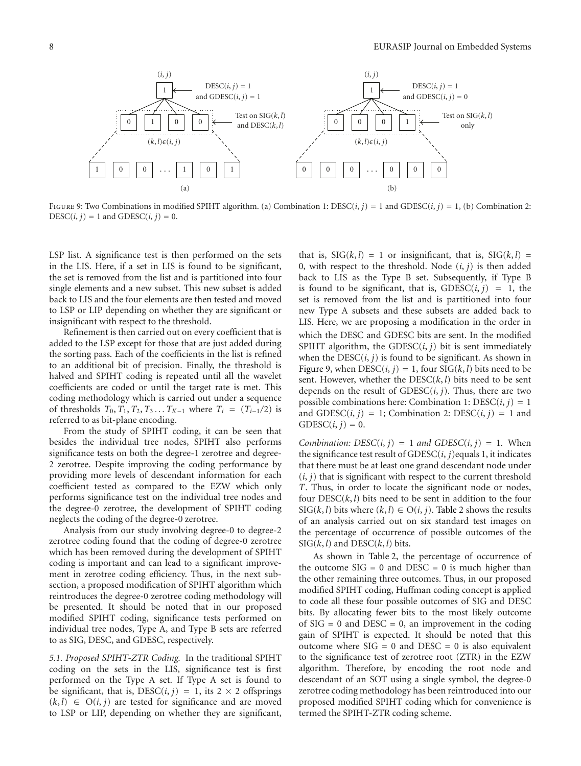FIGURE 9: Two Combinations in modified SPIHT algorithm. (a) Combination 1: $\mathrm{DESC}(i, j) = 1$ and $\mathrm{GDESC}(i, j) = 1$, (b) Combination 2: $\mathrm{DESC}(i, j) = 1$ and $\mathrm{GDESC}(i, j) = 0$.

LSP list. A significance test is then performed on the sets in the LIS. Here, if a set in LIS is found to be significant, the set is removed from the list and is partitioned into four single elements and a new subset. This new subset is added back to LIS and the four elements are then tested and moved to LSP or LIP depending on whether they are significant or insignificant with respect to the threshold.

Refinement is then carried out on every coefficient that is added to the LSP except for those that are just added during the sorting pass. Each of the coefficients in the list is refined to an additional bit of precision. Finally, the threshold is halved and SPIHT coding is repeated until all the wavelet coefficients are coded or until the target rate is met. This coding methodology which is carried out under a sequence of thresholds $T_0, T_1, T_2, T_3 \ldots T_{K-1}$ where $T_i = (T_{i-1}/2)$ is referred to as bit-plane encoding.

From the study of SPIHT coding, it can be seen that besides the individual tree nodes, SPIHT also performs significance tests on both the degree-1 zerotree and degree-2 zerotree. Despite improving the coding performance by providing more levels of descendant information for each coefficient tested as compared to the EZW which only performs significance test on the individual tree nodes and the degree-0 zerotree, the development of SPIHT coding neglects the coding of the degree-0 zerotree.

Analysis from our study involving degree-0 to degree-2 zerotree coding found that the coding of degree-0 zerotree which has been removed during the development of SPIHT coding is important and can lead to a significant improvement in zerotree coding efficiency. Thus, in the next subsection, a proposed modification of SPIHT algorithm which reintroduces the degree-0 zerotree coding methodology will be presented. It should be noted that in our proposed modified SPIHT coding, significance tests performed on individual tree nodes, Type A, and Type B sets are referred to as SIG, DESC, and GDESC, respectively.

*5.1. Proposed SPIHT-ZTR Coding.* In the traditional SPIHT coding on the sets in the LIS, significance test is first performed on the Type A set. If Type A set is found to be significant, that is, $\mathrm{DESC}(i, j) = 1$, its $2 \times 2$ offsprings $(k, l) \in \mathrm{O}(i, j)$ are tested for significance and are moved to LSP or LIP, depending on whether they are significant, that is, $\mathrm{SIG}(k, l) = 1$ or insignificant, that is, $\mathrm{SIG}(k, l) = 0$, with respect to the threshold. Node $(i, j)$ is then added back to LIS as the Type B set. Subsequently, if Type B is found to be significant, that is, $\mathrm{GDESC}(i, j) = 1$, the set is removed from the list and is partitioned into four new Type A subsets and these subsets are added back to LIS. Here, we are proposing a modification in the order in which the DESC and GDESC bits are sent. In the modified SPIHT algorithm, the $\mathrm{GDESC}(i, j)$ bit is sent immediately when the $\mathrm{DESC}(i, j)$ is found to be significant. As shown in Figure 9, when $\mathrm{DESC}(i, j) = 1$, four $\mathrm{SIG}(k, l)$ bits need to be sent. However, whether the $\mathrm{DESC}(k, l)$ bits need to be sent depends on the result of $\mathrm{GDESC}(i, j)$. Thus, there are two possible combinations here: Combination 1: $\mathrm{DESC}(i, j) = 1$ and $\mathrm{GDESC}(i, j) = 1$; Combination 2: $\mathrm{DESC}(i, j) = 1$ and $\mathrm{GDESC}(i, j) = 0$.

*Combination: $\mathrm{DESC}(i, j) = 1$ and $\mathrm{GDESC}(i, j) = 1$.* When the significance test result of $\mathrm{GDESC}(i, j)$equals 1, it indicates that there must be at least one grand descendant node under $(i, j)$ that is significant with respect to the current threshold $T$. Thus, in order to locate the significant node or nodes, four $\mathrm{DESC}(k, l)$ bits need to be sent in addition to the four $\mathrm{SIG}(k, l)$ bits where $(k, l) \in \mathrm{O}(i, j)$. Table 2 shows the results of an analysis carried out on six standard test images on the percentage of occurrence of possible outcomes of the $\mathrm{SIG}(k, l)$ and $\mathrm{DESC}(k, l)$ bits.

As shown in Table 2, the percentage of occurrence of the outcome SIG = 0 and DESC = 0 is much higher than the other remaining three outcomes. Thus, in our proposed modified SPIHT coding, Huffman coding concept is applied to code all these four possible outcomes of SIG and DESC bits. By allocating fewer bits to the most likely outcome of SIG = 0 and DESC = 0, an improvement in the coding gain of SPIHT is expected. It should be noted that this outcome where SIG = 0 and DESC = 0 is also equivalent to the significance test of zerotree root (ZTR) in the EZW algorithm. Therefore, by encoding the root node and descendant of an SOT using a single symbol, the degree-0 zerotree coding methodology has been reintroduced into our proposed modified SPIHT coding which for convenience is termed the SPIHT-ZTR coding scheme.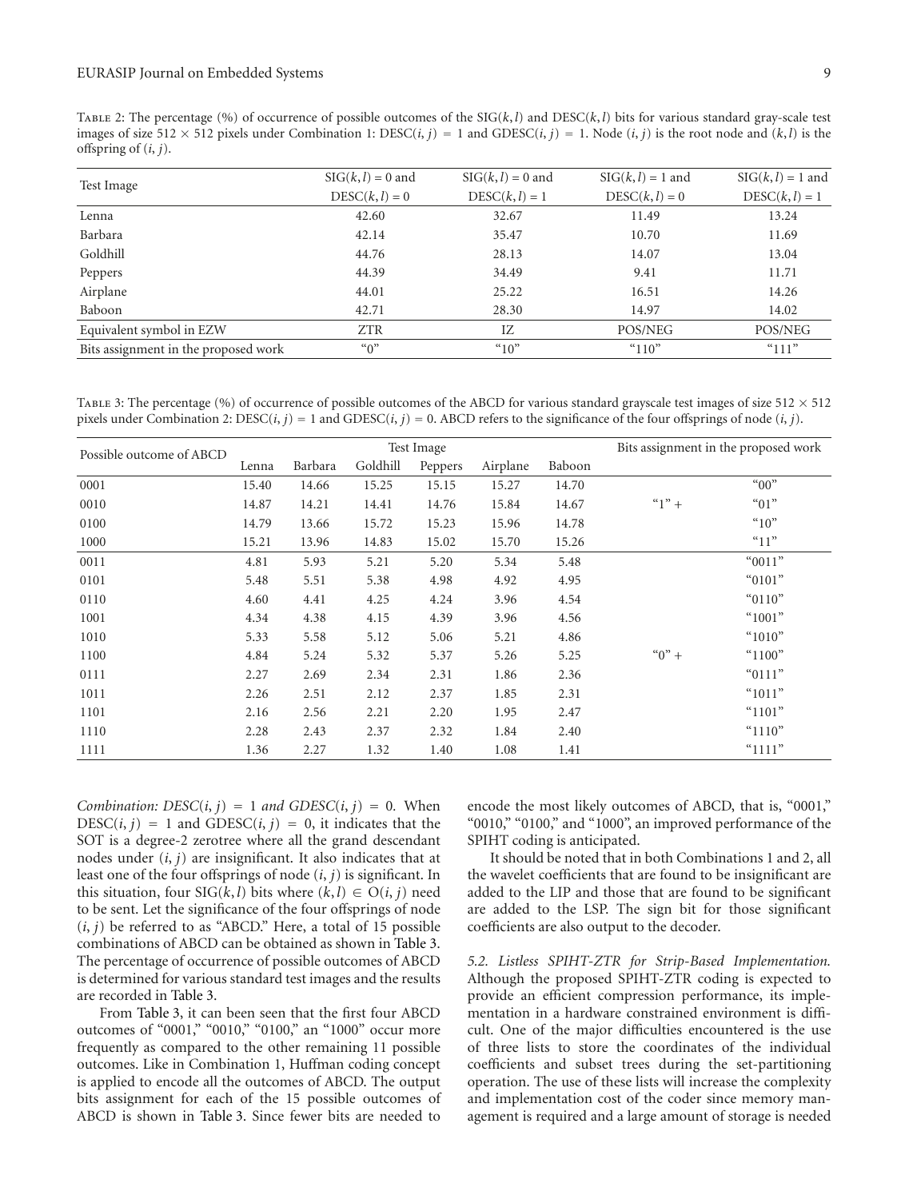Table 2: The percentage (%) of occurrence of possible outcomes of the $\text{SIG}(k,l)$ and $\text{DESC}(k,l)$ bits for various standard gray-scale test images of size $512 \times 512$ pixels under Combination 1: $\text{DESC}(i,j) = 1$ and $\text{GDESC}(i,j) = 1$. Node $(i,j)$ is the root node and $(k,l)$ is the offspring of $(i,j)$.

| Test Image | $\text{SIG}(k,l) = 0$ and $\text{DESC}(k,l) = 0$ | $\text{SIG}(k,l) = 0$ and $\text{DESC}(k,l) = 1$ | $\text{SIG}(k,l) = 1$ and $\text{DESC}(k,l) = 0$ | $\text{SIG}(k,l) = 1$ and $\text{DESC}(k,l) = 1$ |
|---|---|---|---|---|
| Lenna | 42.60 | 32.67 | 11.49 | 13.24 |
| Barbara | 42.14 | 35.47 | 10.70 | 11.69 |
| Goldhill | 44.76 | 28.13 | 14.07 | 13.04 |
| Peppers | 44.39 | 34.49 | 9.41 | 11.71 |
| Airplane | 44.01 | 25.22 | 16.51 | 14.26 |
| Baboon | 42.71 | 28.30 | 14.97 | 14.02 |
| Equivalent symbol in EZW | ZTR | IZ | POS/NEG | POS/NEG |
| Bits assignment in the proposed work | "0" | "10" | "110" | "111" |

Table 3: The percentage (%) of occurrence of possible outcomes of the ABCD for various standard grayscale test images of size $512 \times 512$ pixels under Combination 2: $\text{DESC}(i,j) = 1$ and $\text{GDESC}(i,j) = 0$. ABCD refers to the significance of the four offsprings of node $(i,j)$.

| Possible outcome of ABCD | Test Image | | | | | | Bits assignment in the proposed work | |
|---|---|---|---|---|---|---|---|---|
| | Lenna | Barbara | Goldhill | Peppers | Airplane | Baboon | | |
| 0001 | 15.40 | 14.66 | 15.25 | 15.15 | 15.27 | 14.70 | "1" + | "00" |
| 0010 | 14.87 | 14.21 | 14.41 | 14.76 | 15.84 | 14.67 | | "01" |
| 0100 | 14.79 | 13.66 | 15.72 | 15.23 | 15.96 | 14.78 | | "10" |
| 1000 | 15.21 | 13.96 | 14.83 | 15.02 | 15.70 | 15.26 | | "11" |
| 0011 | 4.81 | 5.93 | 5.21 | 5.20 | 5.34 | 5.48 | "0" + | "0011" |
| 0101 | 5.48 | 5.51 | 5.38 | 4.98 | 4.92 | 4.95 | | "0101" |
| 0110 | 4.60 | 4.41 | 4.25 | 4.24 | 3.96 | 4.54 | | "0110" |
| 1001 | 4.34 | 4.38 | 4.15 | 4.39 | 3.96 | 4.56 | | "1001" |
| 1010 | 5.33 | 5.58 | 5.12 | 5.06 | 5.21 | 4.86 | | "1010" |
| 1100 | 4.84 | 5.24 | 5.32 | 5.37 | 5.26 | 5.25 | | "1100" |
| 0111 | 2.27 | 2.69 | 2.34 | 2.31 | 1.86 | 2.36 | | "0111" |
| 1011 | 2.26 | 2.51 | 2.12 | 2.37 | 1.85 | 2.31 | | "1011" |
| 1101 | 2.16 | 2.56 | 2.21 | 2.20 | 1.95 | 2.47 | | "1101" |
| 1110 | 2.28 | 2.43 | 2.37 | 2.32 | 1.84 | 2.40 | | "1110" |
| 1111 | 1.36 | 2.27 | 1.32 | 1.40 | 1.08 | 1.41 | | "1111" |

*Combination: $\text{DESC}(i,j) = 1$ and $\text{GDESC}(i,j) = 0$.* When $\text{DESC}(i,j) = 1$ and $\text{GDESC}(i,j) = 0$, it indicates that the SOT is a degree-2 zerotree where all the grand descendant nodes under $(i,j)$ are insignificant. It also indicates that at least one of the four offsprings of node $(i,j)$ is significant. In this situation, four $\text{SIG}(k,l)$ bits where $(k,l) \in O(i,j)$ need to be sent. Let the significance of the four offsprings of node $(i,j)$ be referred to as "ABCD." Here, a total of 15 possible combinations of ABCD can be obtained as shown in Table 3. The percentage of occurrence of possible outcomes of ABCD is determined for various standard test images and the results are recorded in Table 3.

From Table 3, it can been seen that the first four ABCD outcomes of "0001," "0010," "0100," an "1000" occur more frequently as compared to the other remaining 11 possible outcomes. Like in Combination 1, Huffman coding concept is applied to encode all the outcomes of ABCD. The output bits assignment for each of the 15 possible outcomes of ABCD is shown in Table 3. Since fewer bits are needed to encode the most likely outcomes of ABCD, that is, "0001," "0010," "0100," and "1000", an improved performance of the SPIHT coding is anticipated.

It should be noted that in both Combinations 1 and 2, all the wavelet coefficients that are found to be insignificant are added to the LIP and those that are found to be significant are added to the LSP. The sign bit for those significant coefficients are also output to the decoder.

*5.2. Listless SPIHT-ZTR for Strip-Based Implementation.* Although the proposed SPIHT-ZTR coding is expected to provide an efficient compression performance, its implementation in a hardware constrained environment is difficult. One of the major difficulties encountered is the use of three lists to store the coordinates of the individual coefficients and subset trees during the set-partitioning operation. The use of these lists will increase the complexity and implementation cost of the coder since memory management is required and a large amount of storage is needed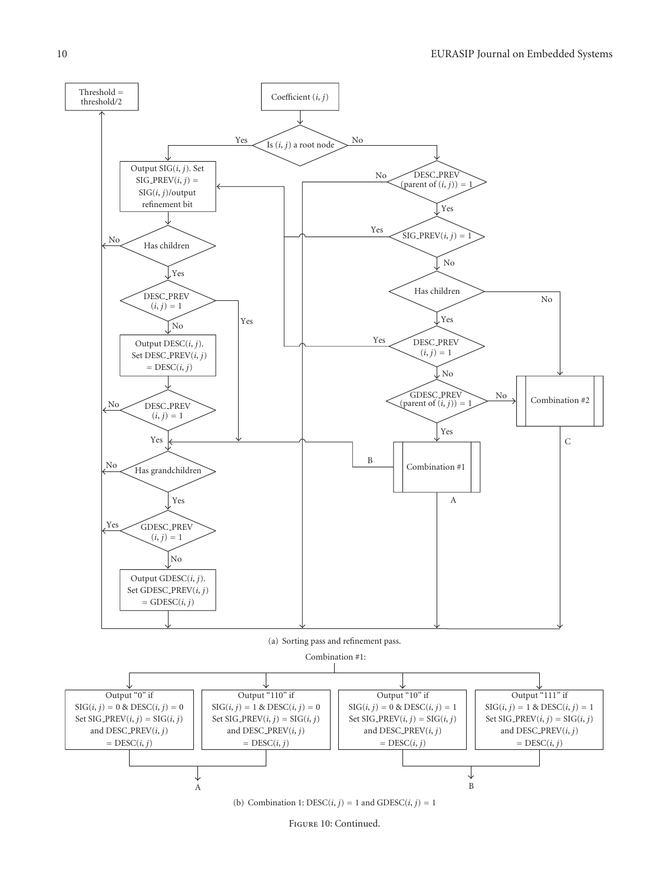(a) Sorting pass and refinement pass.

(b) Combination 1: DESC$(i, j) = 1$ and GDESC$(i, j) = 1$

Figure 10: Continued.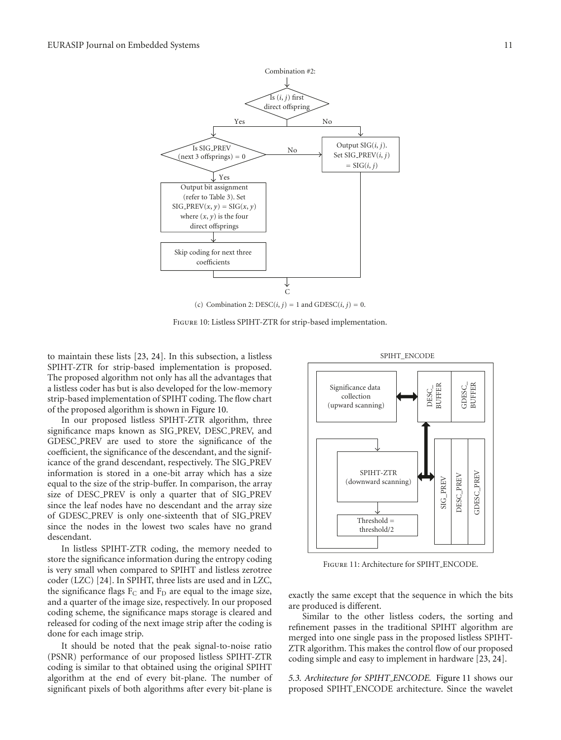(c) Combination 2: DESC$(i, j)$ = 1 and GDESC$(i, j)$ = 0.

Figure 10: Listless SPIHT-ZTR for strip-based implementation.

to maintain these lists [23, 24]. In this subsection, a listless SPIHT-ZTR for strip-based implementation is proposed. The proposed algorithm not only has all the advantages that a listless coder has but is also developed for the low-memory strip-based implementation of SPIHT coding. The flow chart of the proposed algorithm is shown in Figure 10.

In our proposed listless SPIHT-ZTR algorithm, three significance maps known as SIG_PREV, DESC_PREV, and GDESC_PREV are used to store the significance of the coefficient, the significance of the descendant, and the significance of the grand descendant, respectively. The SIG_PREV information is stored in a one-bit array which has a size equal to the size of the strip-buffer. In comparison, the array size of DESC_PREV is only a quarter that of SIG_PREV since the leaf nodes have no descendant and the array size of GDESC_PREV is only one-sixteenth that of SIG_PREV since the nodes in the lowest two scales have no grand descendant.

In listless SPIHT-ZTR coding, the memory needed to store the significance information during the entropy coding is very small when compared to SPIHT and listless zerotree coder (LZC) [24]. In SPIHT, three lists are used and in LZC, the significance flags $F_C$ and $F_D$ are equal to the image size, and a quarter of the image size, respectively. In our proposed coding scheme, the significance maps storage is cleared and released for coding of the next image strip after the coding is done for each image strip.

It should be noted that the peak signal-to-noise ratio (PSNR) performance of our proposed listless SPIHT-ZTR coding is similar to that obtained using the original SPIHT algorithm at the end of every bit-plane. The number of significant pixels of both algorithms after every bit-plane is exactly the same except that the sequence in which the bits are produced is different.

Similar to the other listless coders, the sorting and refinement passes in the traditional SPIHT algorithm are merged into one single pass in the proposed listless SPIHT-ZTR algorithm. This makes the control flow of our proposed coding simple and easy to implement in hardware [23, 24].

Figure 11: Architecture for SPIHT_ENCODE.

### 5.3. Architecture for SPIHT_ENCODE

Figure 11 shows our proposed SPIHT_ENCODE architecture. Since the wavelet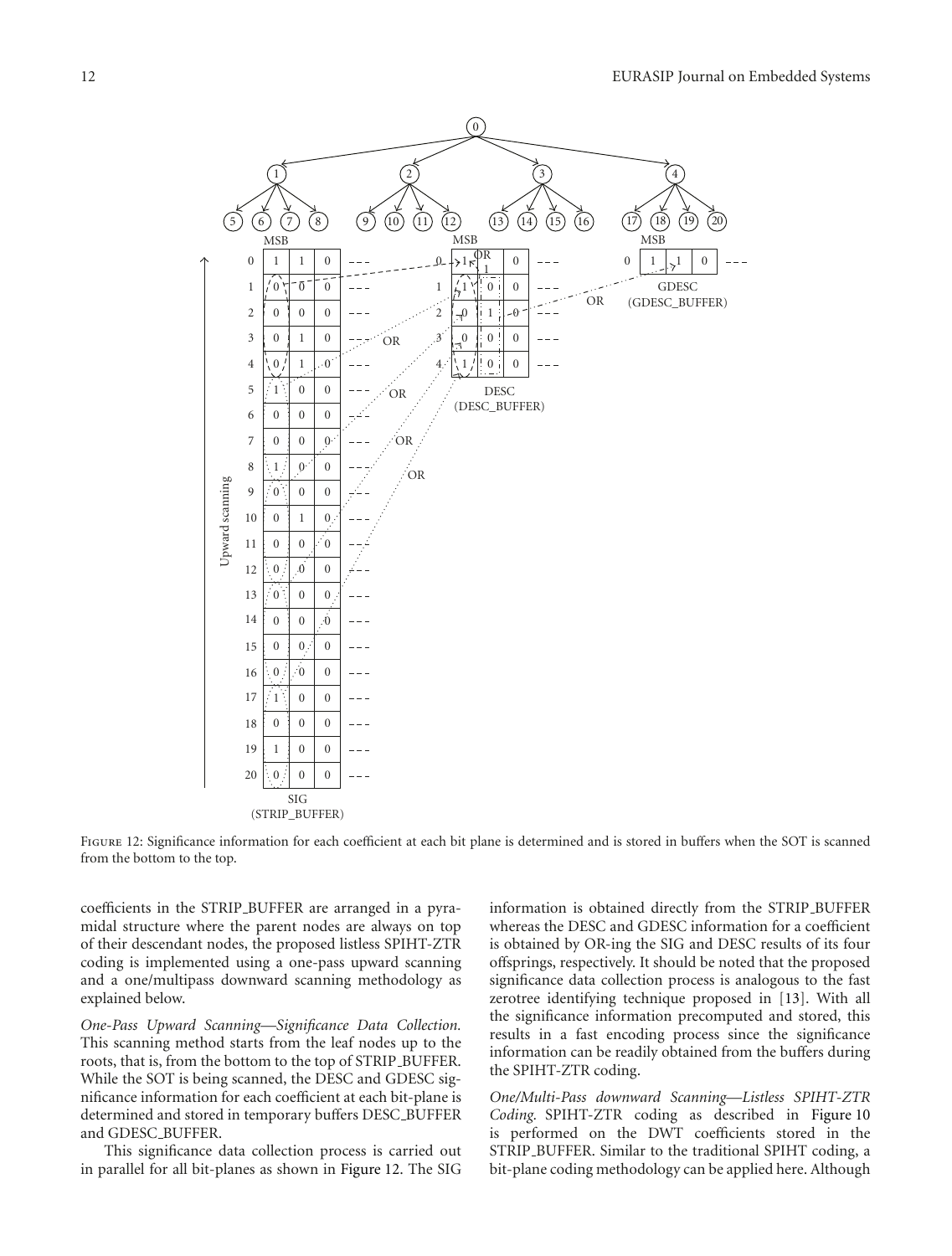Figure 12: Significance information for each coefficient at each bit plane is determined and is stored in buffers when the SOT is scanned from the bottom to the top.

coefficients in the STRIP_BUFFER are arranged in a pyramidal structure where the parent nodes are always on top of their descendant nodes, the proposed listless SPIHT-ZTR coding is implemented using a one-pass upward scanning and a one/multipass downward scanning methodology as explained below.

*One-Pass Upward Scanning—Significance Data Collection.* This scanning method starts from the leaf nodes up to the roots, that is, from the bottom to the top of STRIP_BUFFER. While the SOT is being scanned, the DESC and GDESC significance information for each coefficient at each bit-plane is determined and stored in temporary buffers DESC_BUFFER and GDESC_BUFFER.

This significance data collection process is carried out in parallel for all bit-planes as shown in Figure 12. The SIG information is obtained directly from the STRIP_BUFFER whereas the DESC and GDESC information for a coefficient is obtained by OR-ing the SIG and DESC results of its four offsprings, respectively. It should be noted that the proposed significance data collection process is analogous to the fast zerotree identifying technique proposed in [13]. With all the significance information precomputed and stored, this results in a fast encoding process since the significance information can be readily obtained from the buffers during the SPIHT-ZTR coding.

*One/Multi-Pass downward Scanning—Listless SPIHT-ZTR Coding.* SPIHT-ZTR coding as described in Figure 10 is performed on the DWT coefficients stored in the STRIP_BUFFER. Similar to the traditional SPIHT coding, a bit-plane coding methodology can be applied here. Although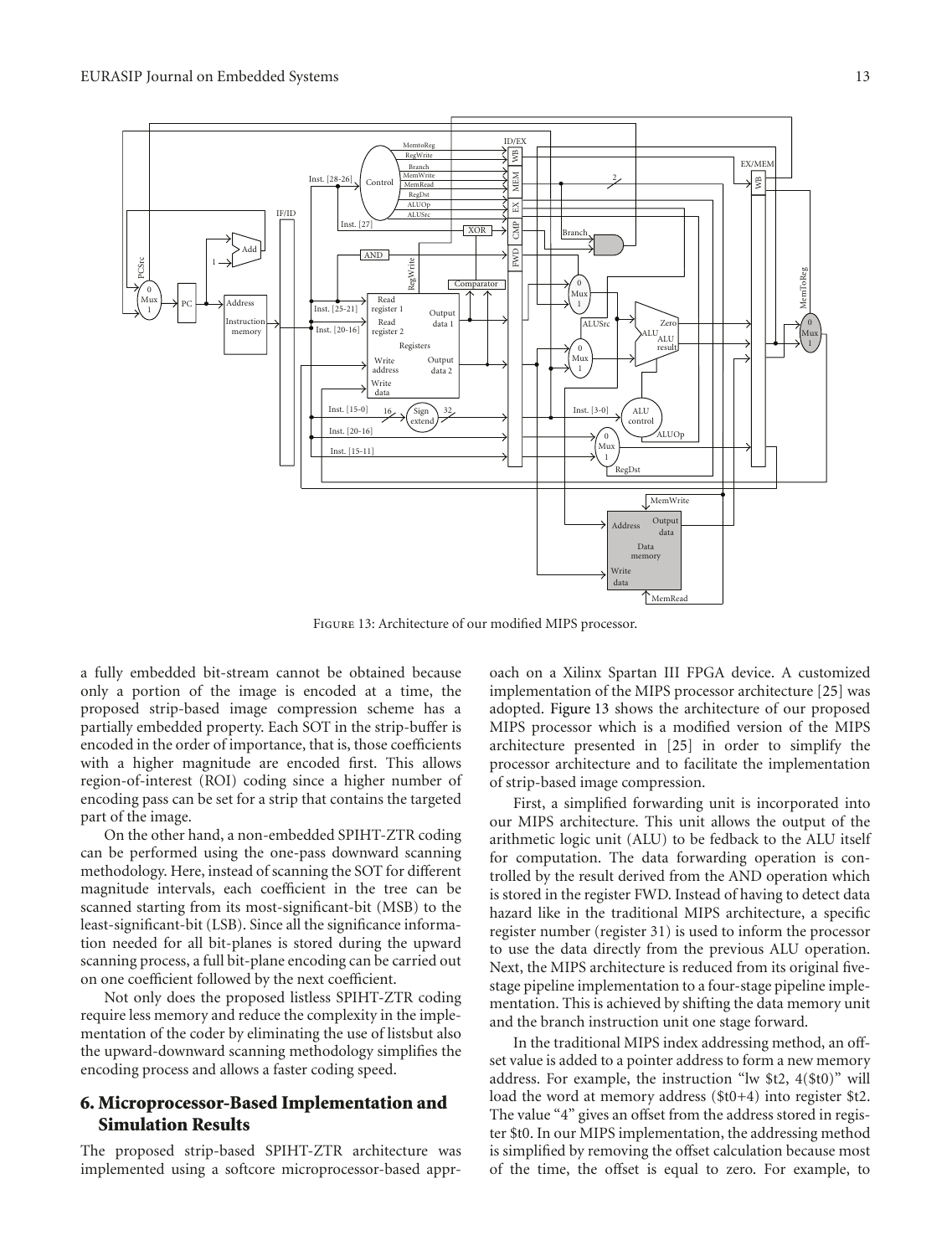Figure 13: Architecture of our modified MIPS processor.

a fully embedded bit-stream cannot be obtained because only a portion of the image is encoded at a time, the proposed strip-based image compression scheme has a partially embedded property. Each SOT in the strip-buffer is encoded in the order of importance, that is, those coefficients with a higher magnitude are encoded first. This allows region-of-interest (ROI) coding since a higher number of encoding pass can be set for a strip that contains the targeted part of the image.

On the other hand, a non-embedded SPIHT-ZTR coding can be performed using the one-pass downward scanning methodology. Here, instead of scanning the SOT for different magnitude intervals, each coefficient in the tree can be scanned starting from its most-significant-bit (MSB) to the least-significant-bit (LSB). Since all the significance information needed for all bit-planes is stored during the upward scanning process, a full bit-plane encoding can be carried out on one coefficient followed by the next coefficient.

Not only does the proposed listless SPIHT-ZTR coding require less memory and reduce the complexity in the implementation of the coder by eliminating the use of listsbut also the upward-downward scanning methodology simplifies the encoding process and allows a faster coding speed.

## 6. Microprocessor-Based Implementation and Simulation Results

The proposed strip-based SPIHT-ZTR architecture was implemented using a softcore microprocessor-based approach on a Xilinx Spartan III FPGA device. A customized implementation of the MIPS processor architecture [25] was adopted. Figure 13 shows the architecture of our proposed MIPS processor which is a modified version of the MIPS architecture presented in [25] in order to simplify the processor architecture and to facilitate the implementation of strip-based image compression.

First, a simplified forwarding unit is incorporated into our MIPS architecture. This unit allows the output of the arithmetic logic unit (ALU) to be fedback to the ALU itself for computation. The data forwarding operation is controlled by the result derived from the AND operation which is stored in the register FWD. Instead of having to detect data hazard like in the traditional MIPS architecture, a specific register number (register 31) is used to inform the processor to use the data directly from the previous ALU operation. Next, the MIPS architecture is reduced from its original five-stage pipeline implementation to a four-stage pipeline implementation. This is achieved by shifting the data memory unit and the branch instruction unit one stage forward.

In the traditional MIPS index addressing method, an offset value is added to a pointer address to form a new memory address. For example, the instruction "lw \$t2, 4(\$t0)" will load the word at memory address (\$t0+4) into register \$t2. The value "4" gives an offset from the address stored in register \$t0. In our MIPS implementation, the addressing method is simplified by removing the offset calculation because most of the time, the offset is equal to zero. For example, to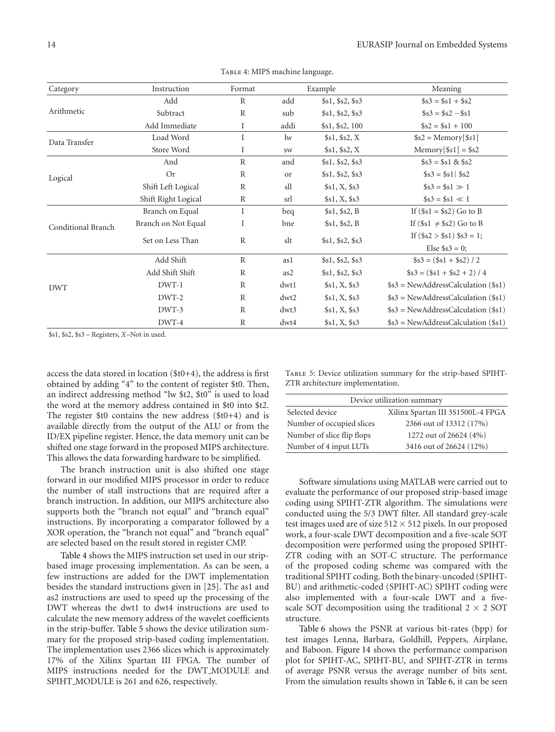Table 4: MIPS machine language.

| Category | Instruction | Format | Example | | Meaning |
|---|---|---|---|---|---|
| Arithmetic | Add | R | add | \$s1, \$s2, \$s3 | \$s3 = \$s1 + \$s2 |
| | Subtract | R | sub | \$s1, \$s2, \$s3 | \$s3 = \$s2 −\$s1 |
| | Add Immediate | I | addi | \$s1, \$s2, 100 | \$s2 = \$s1 + 100 |
| Data Transfer | Load Word | I | lw | \$s1, \$s2, X | \$s2 = Memory[\$s1] |
| | Store Word | I | sw | \$s1, \$s2, X | Memory[\$s1] = \$s2 |
| Logical | And | R | and | \$s1, \$s2, \$s3 | \$s3 = \$s1 & \$s2 |
| | Or | R | or | \$s1, \$s2, \$s3 | \$s3 = \$s1\| \$s2 |
| | Shift Left Logical | R | sll | \$s1, X, \$s3 | \$s3 = \$s1 ≫ 1 |
| | Shift Right Logical | R | srl | \$s1, X, \$s3 | \$s3 = \$s1 ≪ 1 |
| Conditional Branch | Branch on Equal | I | beq | \$s1, \$s2, B | If (\$s1 = \$s2) Go to B |
| | Branch on Not Equal | I | bne | \$s1, \$s2, B | If (\$s1 ≠ \$s2) Go to B |
| | Set on Less Than | R | slt | \$s1, \$s2, \$s3 | If (\$s2 > \$s1) \$s3 = 1; Else \$s3 = 0; |
| DWT | Add Shift | R | as1 | \$s1, \$s2, \$s3 | \$s3 = (\$s1 + \$s2) / 2 |
| | Add Shift Shift | R | as2 | \$s1, \$s2, \$s3 | \$s3 = (\$s1 + \$s2 + 2) / 4 |
| | DWT-1 | R | dwt1 | \$s1, X, \$s3 | \$s3 = NewAddressCalculation (\$s1) |
| | DWT-2 | R | dwt2 | \$s1, X, \$s3 | \$s3 = NewAddressCalculation (\$s1) |
| | DWT-3 | R | dwt3 | \$s1, X, \$s3 | \$s3 = NewAddressCalculation (\$s1) |
| | DWT-4 | R | dwt4 | \$s1, X, \$s3 | \$s3 = NewAddressCalculation (\$s1) |

\$s1, \$s2, \$s3 – Registers, *X*–Not in used.

access the data stored in location (\$t0+4), the address is first obtained by adding "4" to the content of register \$t0. Then, an indirect addressing method "lw \$t2, \$t0" is used to load the word at the memory address contained in \$t0 into \$t2. The register \$t0 contains the new address (\$t0+4) and is available directly from the output of the ALU or from the ID/EX pipeline register. Hence, the data memory unit can be shifted one stage forward in the proposed MIPS architecture. This allows the data forwarding hardware to be simplified.

The branch instruction unit is also shifted one stage forward in our modified MIPS processor in order to reduce the number of stall instructions that are required after a branch instruction. In addition, our MIPS architecture also supports both the "branch not equal" and "branch equal" instructions. By incorporating a comparator followed by a XOR operation, the "branch not equal" and "branch equal" are selected based on the result stored in register CMP.

Table 4 shows the MIPS instruction set used in our strip-based image processing implementation. As can be seen, a few instructions are added for the DWT implementation besides the standard instructions given in [25]. The as1 and as2 instructions are used to speed up the processing of the DWT whereas the dwt1 to dwt4 instructions are used to calculate the new memory address of the wavelet coefficients in the strip-buffer. Table 5 shows the device utilization summary for the proposed strip-based coding implementation. The implementation uses 2366 slices which is approximately 17% of the Xilinx Spartan III FPGA. The number of MIPS instructions needed for the DWT_MODULE and SPIHT_MODULE is 261 and 626, respectively.

Table 5: Device utilization summary for the strip-based SPIHT-ZTR architecture implementation.

| Device utilization summary | |
|---|---|
| Selected device | Xilinx Spartan III 3S1500L-4 FPGA |
| Number of occupied slices | 2366 out of 13312 (17%) |
| Number of slice flip flops | 1272 out of 26624 (4%) |
| Number of 4 input LUTs | 3416 out of 26624 (12%) |

Software simulations using MATLAB were carried out to evaluate the performance of our proposed strip-based image coding using SPIHT-ZTR algorithm. The simulations were conducted using the 5/3 DWT filter. All standard grey-scale test images used are of size $512 \times 512$ pixels. In our proposed work, a four-scale DWT decomposition and a five-scale SOT decomposition were performed using the proposed SPIHT-ZTR coding with an SOT-C structure. The performance of the proposed coding scheme was compared with the traditional SPIHT coding. Both the binary-uncoded (SPIHT-BU) and arithmetic-coded (SPIHT-AC) SPIHT coding were also implemented with a four-scale DWT and a five-scale SOT decomposition using the traditional $2 \times 2$ SOT structure.

Table 6 shows the PSNR at various bit-rates (bpp) for test images Lenna, Barbara, Goldhill, Peppers, Airplane, and Baboon. Figure 14 shows the performance comparison plot for SPIHT-AC, SPIHT-BU, and SPIHT-ZTR in terms of average PSNR versus the average number of bits sent. From the simulation results shown in Table 6, it can be seen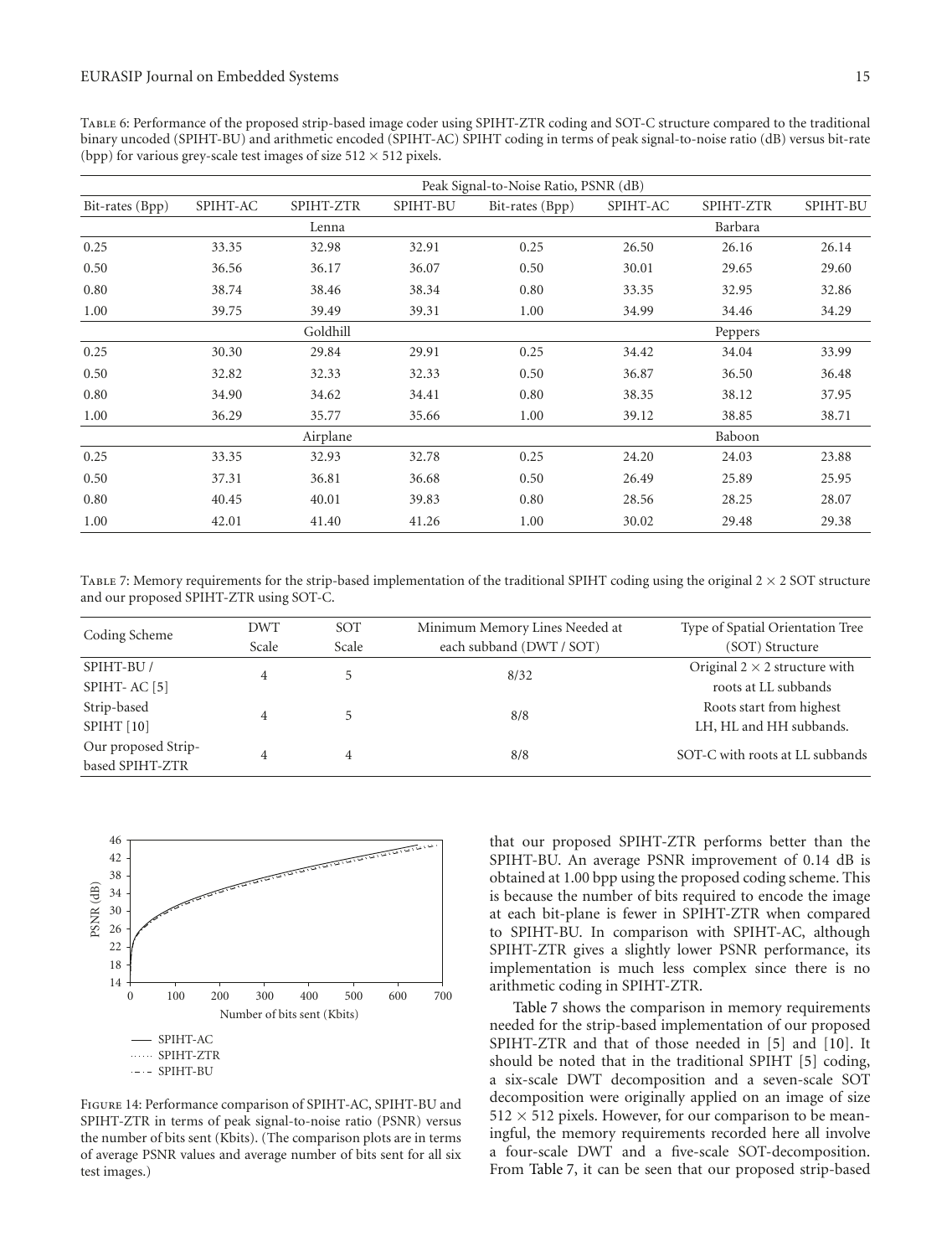Table 6: Performance of the proposed strip-based image coder using SPIHT-ZTR coding and SOT-C structure compared to the traditional binary uncoded (SPIHT-BU) and arithmetic encoded (SPIHT-AC) SPIHT coding in terms of peak signal-to-noise ratio (dB) versus bit-rate (bpp) for various grey-scale test images of size $512 \times 512$ pixels.

| | Peak Signal-to-Noise Ratio, PSNR (dB) | | | | | | |
|---|---|---|---|---|---|---|---|
| Bit-rates (Bpp) | SPIHT-AC | SPIHT-ZTR | SPIHT-BU | Bit-rates (Bpp) | SPIHT-AC | SPIHT-ZTR | SPIHT-BU |
| | | Lenna | | | | Barbara | |
| 0.25 | 33.35 | 32.98 | 32.91 | 0.25 | 26.50 | 26.16 | 26.14 |
| 0.50 | 36.56 | 36.17 | 36.07 | 0.50 | 30.01 | 29.65 | 29.60 |
| 0.80 | 38.74 | 38.46 | 38.34 | 0.80 | 33.35 | 32.95 | 32.86 |
| 1.00 | 39.75 | 39.49 | 39.31 | 1.00 | 34.99 | 34.46 | 34.29 |
| | | Goldhill | | | | Peppers | |
| 0.25 | 30.30 | 29.84 | 29.91 | 0.25 | 34.42 | 34.04 | 33.99 |
| 0.50 | 32.82 | 32.33 | 32.33 | 0.50 | 36.87 | 36.50 | 36.48 |
| 0.80 | 34.90 | 34.62 | 34.41 | 0.80 | 38.35 | 38.12 | 37.95 |
| 1.00 | 36.29 | 35.77 | 35.66 | 1.00 | 39.12 | 38.85 | 38.71 |
| | | Airplane | | | | Baboon | |
| 0.25 | 33.35 | 32.93 | 32.78 | 0.25 | 24.20 | 24.03 | 23.88 |
| 0.50 | 37.31 | 36.81 | 36.68 | 0.50 | 26.49 | 25.89 | 25.95 |
| 0.80 | 40.45 | 40.01 | 39.83 | 0.80 | 28.56 | 28.25 | 28.07 |
| 1.00 | 42.01 | 41.40 | 41.26 | 1.00 | 30.02 | 29.48 | 29.38 |

Table 7: Memory requirements for the strip-based implementation of the traditional SPIHT coding using the original $2 \times 2$ SOT structure and our proposed SPIHT-ZTR using SOT-C.

| Coding Scheme | DWT Scale | SOT Scale | Minimum Memory Lines Needed at each subband (DWT / SOT) | Type of Spatial Orientation Tree (SOT) Structure |
|---|---|---|---|---|
| SPIHT-BU / SPIHT- AC [5] | 4 | 5 | 8/32 | Original $2 \times 2$ structure with roots at LL subbands |
| Strip-based SPIHT [10] | 4 | 5 | 8/8 | Roots start from highest LH, HL and HH subbands. |
| Our proposed Strip-based SPIHT-ZTR | 4 | 4 | 8/8 | SOT-C with roots at LL subbands |

Figure 14: Performance comparison of SPIHT-AC, SPIHT-BU and SPIHT-ZTR in terms of peak signal-to-noise ratio (PSNR) versus the number of bits sent (Kbits). (The comparison plots are in terms of average PSNR values and average number of bits sent for all six test images.)

that our proposed SPIHT-ZTR performs better than the SPIHT-BU. An average PSNR improvement of 0.14 dB is obtained at 1.00 bpp using the proposed coding scheme. This is because the number of bits required to encode the image at each bit-plane is fewer in SPIHT-ZTR when compared to SPIHT-BU. In comparison with SPIHT-AC, although SPIHT-ZTR gives a slightly lower PSNR performance, its implementation is much less complex since there is no arithmetic coding in SPIHT-ZTR.

Table 7 shows the comparison in memory requirements needed for the strip-based implementation of our proposed SPIHT-ZTR and that of those needed in [5] and [10]. It should be noted that in the traditional SPIHT [5] coding, a six-scale DWT decomposition and a seven-scale SOT decomposition were originally applied on an image of size $512 \times 512$ pixels. However, for our comparison to be meaningful, the memory requirements recorded here all involve a four-scale DWT and a five-scale SOT-decomposition. From Table 7, it can be seen that our proposed strip-based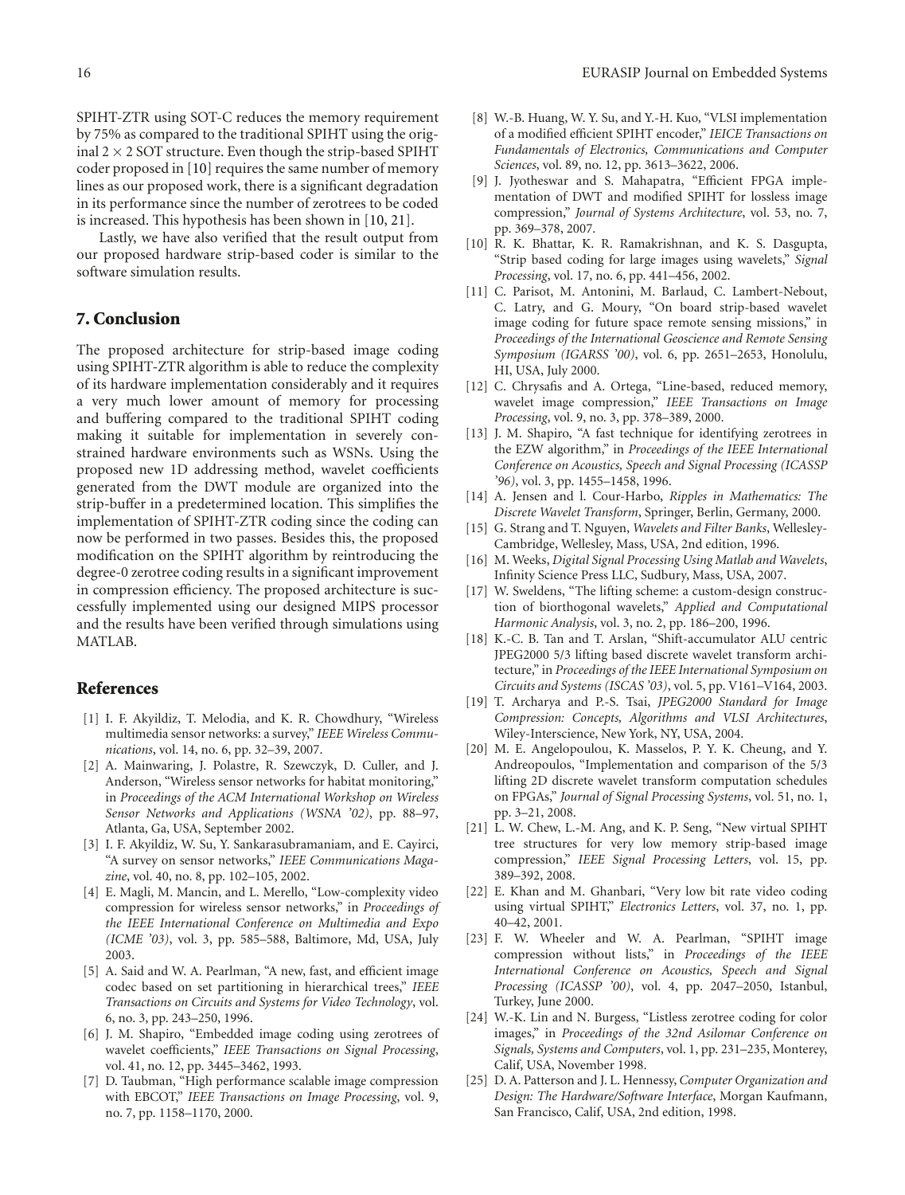SPIHT-ZTR using SOT-C reduces the memory requirement by 75% as compared to the traditional SPIHT using the original $2 \times 2$ SOT structure. Even though the strip-based SPIHT coder proposed in [10] requires the same number of memory lines as our proposed work, there is a significant degradation in its performance since the number of zerotrees to be coded is increased. This hypothesis has been shown in [10, 21].

Lastly, we have also verified that the result output from our proposed hardware strip-based coder is similar to the software simulation results.

## 7. Conclusion

The proposed architecture for strip-based image coding using SPIHT-ZTR algorithm is able to reduce the complexity of its hardware implementation considerably and it requires a very much lower amount of memory for processing and buffering compared to the traditional SPIHT coding making it suitable for implementation in severely constrained hardware environments such as WSNs. Using the proposed new 1D addressing method, wavelet coefficients generated from the DWT module are organized into the strip-buffer in a predetermined location. This simplifies the implementation of SPIHT-ZTR coding since the coding can now be performed in two passes. Besides this, the proposed modification on the SPIHT algorithm by reintroducing the degree-0 zerotree coding results in a significant improvement in compression efficiency. The proposed architecture is successfully implemented using our designed MIPS processor and the results have been verified through simulations using MATLAB.

## References

[1] I. F. Akyildiz, T. Melodia, and K. R. Chowdhury, "Wireless multimedia sensor networks: a survey," *IEEE Wireless Communications*, vol. 14, no. 6, pp. 32–39, 2007.

[2] A. Mainwaring, J. Polastre, R. Szewczyk, D. Culler, and J. Anderson, "Wireless sensor networks for habitat monitoring," in *Proceedings of the ACM International Workshop on Wireless Sensor Networks and Applications (WSNA '02)*, pp. 88–97, Atlanta, Ga, USA, September 2002.

[3] I. F. Akyildiz, W. Su, Y. Sankarasubramaniam, and E. Cayirci, "A survey on sensor networks," *IEEE Communications Magazine*, vol. 40, no. 8, pp. 102–105, 2002.

[4] E. Magli, M. Mancin, and L. Merello, "Low-complexity video compression for wireless sensor networks," in *Proceedings of the IEEE International Conference on Multimedia and Expo (ICME '03)*, vol. 3, pp. 585–588, Baltimore, Md, USA, July 2003.

[5] A. Said and W. A. Pearlman, "A new, fast, and efficient image codec based on set partitioning in hierarchical trees," *IEEE Transactions on Circuits and Systems for Video Technology*, vol. 6, no. 3, pp. 243–250, 1996.

[6] J. M. Shapiro, "Embedded image coding using zerotrees of wavelet coefficients," *IEEE Transactions on Signal Processing*, vol. 41, no. 12, pp. 3445–3462, 1993.

[7] D. Taubman, "High performance scalable image compression with EBCOT," *IEEE Transactions on Image Processing*, vol. 9, no. 7, pp. 1158–1170, 2000.

[8] W.-B. Huang, W. Y. Su, and Y.-H. Kuo, "VLSI implementation of a modified efficient SPIHT encoder," *IEICE Transactions on Fundamentals of Electronics, Communications and Computer Sciences*, vol. 89, no. 12, pp. 3613–3622, 2006.

[9] J. Jyotheswar and S. Mahapatra, "Efficient FPGA implementation of DWT and modified SPIHT for lossless image compression," *Journal of Systems Architecture*, vol. 53, no. 7, pp. 369–378, 2007.

[10] R. K. Bhattar, K. R. Ramakrishnan, and K. S. Dasgupta, "Strip based coding for large images using wavelets," *Signal Processing*, vol. 17, no. 6, pp. 441–456, 2002.

[11] C. Parisot, M. Antonini, M. Barlaud, C. Lambert-Nebout, C. Latry, and G. Moury, "On board strip-based wavelet image coding for future space remote sensing missions," in *Proceedings of the International Geoscience and Remote Sensing Symposium (IGARSS '00)*, vol. 6, pp. 2651–2653, Honolulu, HI, USA, July 2000.

[12] C. Chrysafis and A. Ortega, "Line-based, reduced memory, wavelet image compression," *IEEE Transactions on Image Processing*, vol. 9, no. 3, pp. 378–389, 2000.

[13] J. M. Shapiro, "A fast technique for identifying zerotrees in the EZW algorithm," in *Proceedings of the IEEE International Conference on Acoustics, Speech and Signal Processing (ICASSP '96)*, vol. 3, pp. 1455–1458, 1996.

[14] A. Jensen and l. Cour-Harbo, *Ripples in Mathematics: The Discrete Wavelet Transform*, Springer, Berlin, Germany, 2000.

[15] G. Strang and T. Nguyen, *Wavelets and Filter Banks*, Wellesley-Cambridge, Wellesley, Mass, USA, 2nd edition, 1996.

[16] M. Weeks, *Digital Signal Processing Using Matlab and Wavelets*, Infinity Science Press LLC, Sudbury, Mass, USA, 2007.

[17] W. Sweldens, "The lifting scheme: a custom-design construction of biorthogonal wavelets," *Applied and Computational Harmonic Analysis*, vol. 3, no. 2, pp. 186–200, 1996.

[18] K.-C. B. Tan and T. Arslan, "Shift-accumulator ALU centric JPEG2000 5/3 lifting based discrete wavelet transform architecture," in *Proceedings of the IEEE International Symposium on Circuits and Systems (ISCAS '03)*, vol. 5, pp. V161–V164, 2003.

[19] T. Archarya and P.-S. Tsai, *JPEG2000 Standard for Image Compression: Concepts, Algorithms and VLSI Architectures*, Wiley-Interscience, New York, NY, USA, 2004.

[20] M. E. Angelopoulou, K. Masselos, P. Y. K. Cheung, and Y. Andreopoulos, "Implementation and comparison of the 5/3 lifting 2D discrete wavelet transform computation schedules on FPGAs," *Journal of Signal Processing Systems*, vol. 51, no. 1, pp. 3–21, 2008.

[21] L. W. Chew, L.-M. Ang, and K. P. Seng, "New virtual SPIHT tree structures for very low memory strip-based image compression," *IEEE Signal Processing Letters*, vol. 15, pp. 389–392, 2008.

[22] E. Khan and M. Ghanbari, "Very low bit rate video coding using virtual SPIHT," *Electronics Letters*, vol. 37, no. 1, pp. 40–42, 2001.

[23] F. W. Wheeler and W. A. Pearlman, "SPIHT image compression without lists," in *Proceedings of the IEEE International Conference on Acoustics, Speech and Signal Processing (ICASSP '00)*, vol. 4, pp. 2047–2050, Istanbul, Turkey, June 2000.

[24] W.-K. Lin and N. Burgess, "Listless zerotree coding for color images," in *Proceedings of the 32nd Asilomar Conference on Signals, Systems and Computers*, vol. 1, pp. 231–235, Monterey, Calif, USA, November 1998.

[25] D. A. Patterson and J. L. Hennessy, *Computer Organization and Design: The Hardware/Software Interface*, Morgan Kaufmann, San Francisco, Calif, USA, 2nd edition, 1998.